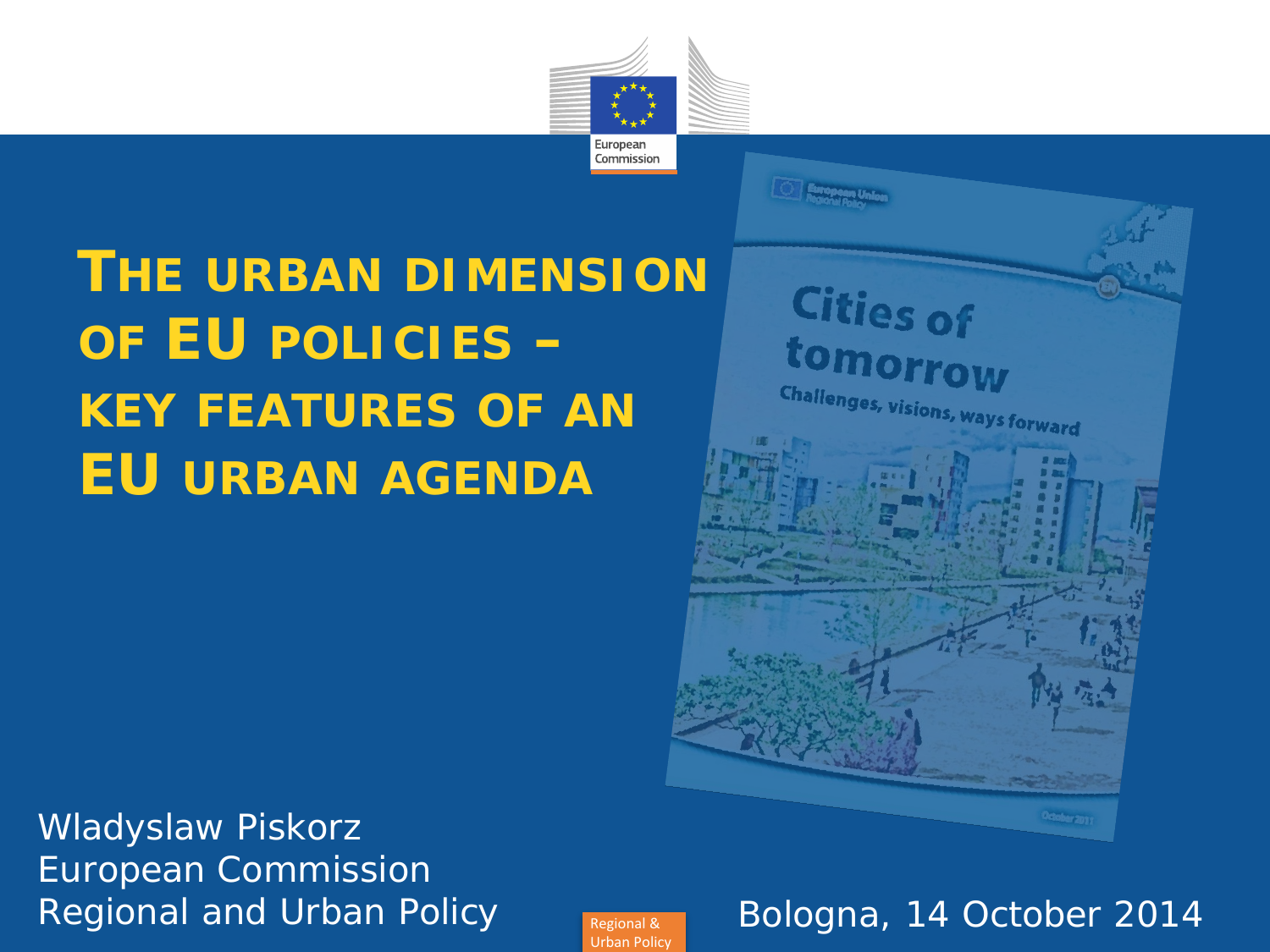# THE URBAN DIMENSION OF EU POLICIES – KEY FEATURES OF AN EU URBAN AGENDA

Wladyslaw Piskorz
European Commission
Regional and Urban Policy

Bologna, 14 October 2014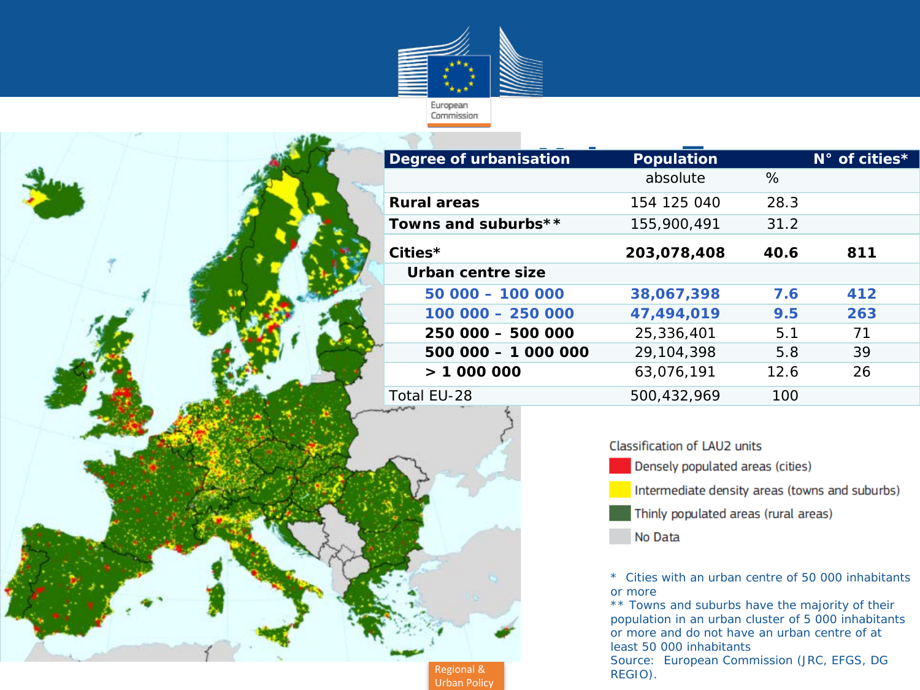| Degree of urbanisation | Population | | N° of cities* |
|---|---|---|---|
| | absolute | % | |
| **Rural areas** | 154 125 040 | 28.3 | |
| **Towns and suburbs**** | 155,900,491 | 31.2 | |
| **Cities*** | **203,078,408** | **40.6** | **811** |
| **Urban centre size** | | | |
| **50 000 – 100 000** | **38,067,398** | **7.6** | **412** |
| **100 000 – 250 000** | **47,494,019** | **9.5** | **263** |
| **250 000 – 500 000** | 25,336,401 | 5.1 | 71 |
| **500 000 – 1 000 000** | 29,104,398 | 5.8 | 39 |
| **> 1 000 000** | 63,076,191 | 12.6 | 26 |
| Total EU-28 | 500,432,969 | 100 | |

Classification of LAU2 units

- Densely populated areas (cities)
- Intermediate density areas (towns and suburbs)
- Thinly populated areas (rural areas)
- No Data

* Cities with an urban centre of 50 000 inhabitants or more

** Towns and suburbs have the majority of their population in an urban cluster of 5 000 inhabitants or more and do not have an urban centre of at least 50 000 inhabitants

Source: European Commission (JRC, EFGS, DG REGIO).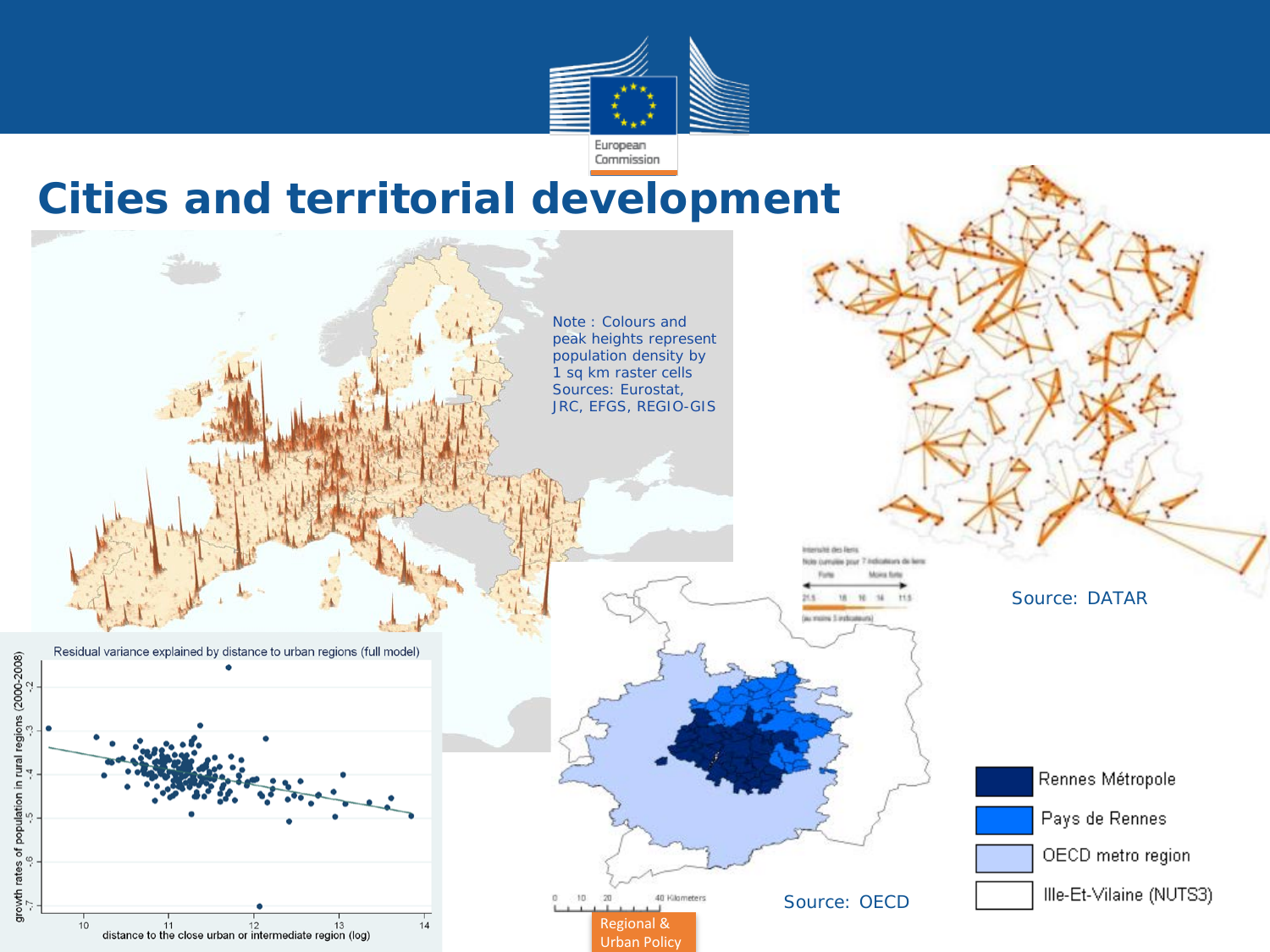# Cities and territorial development

Note : Colours and peak heights represent population density by 1 sq km raster cells
Sources: Eurostat, JRC, EFGS, REGIO-GIS

Source: DATAR

Residual variance explained by distance to urban regions (full model)

growth rates of population in rural regions (2000-2008)

distance to the close urban or intermediate region (log)

Source: OECD

- Rennes Métropole
- Pays de Rennes
- OECD metro region
- Ille-Et-Vilaine (NUTS3)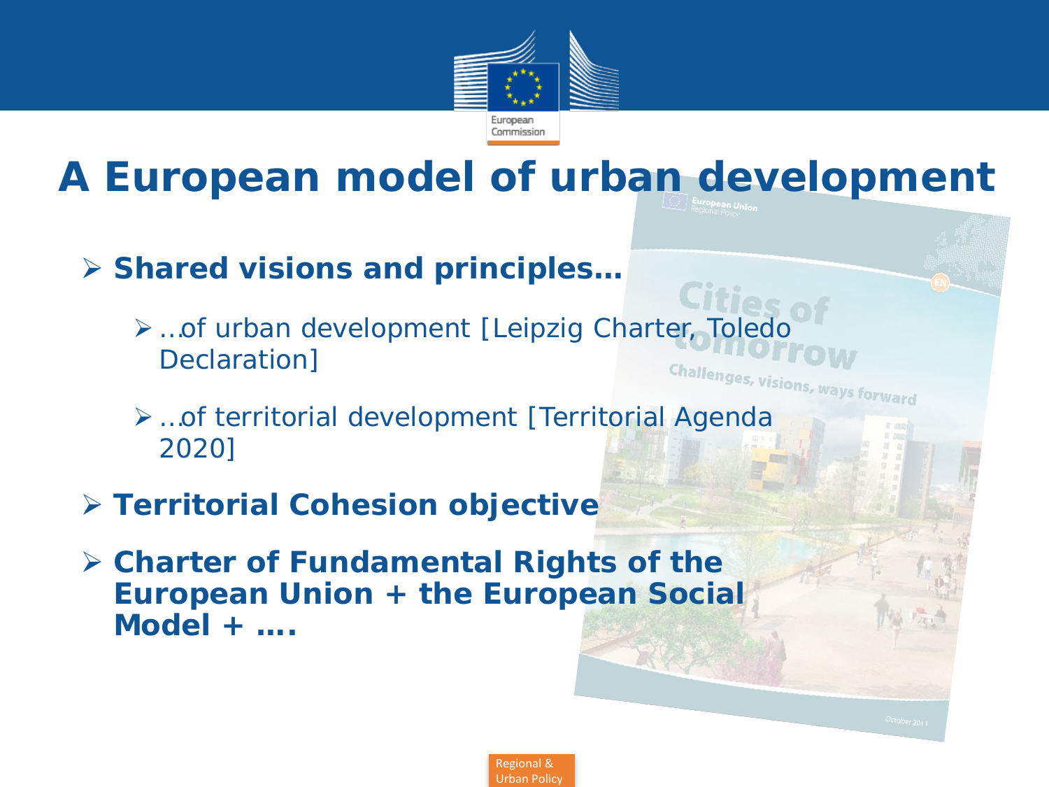# A European model of urban development

- **Shared visions and principles…**
  - …of urban development [Leipzig Charter, Toledo Declaration]
  - …of territorial development [Territorial Agenda 2020]
- **Territorial Cohesion objective**
- **Charter of Fundamental Rights of the European Union + the European Social Model + ….**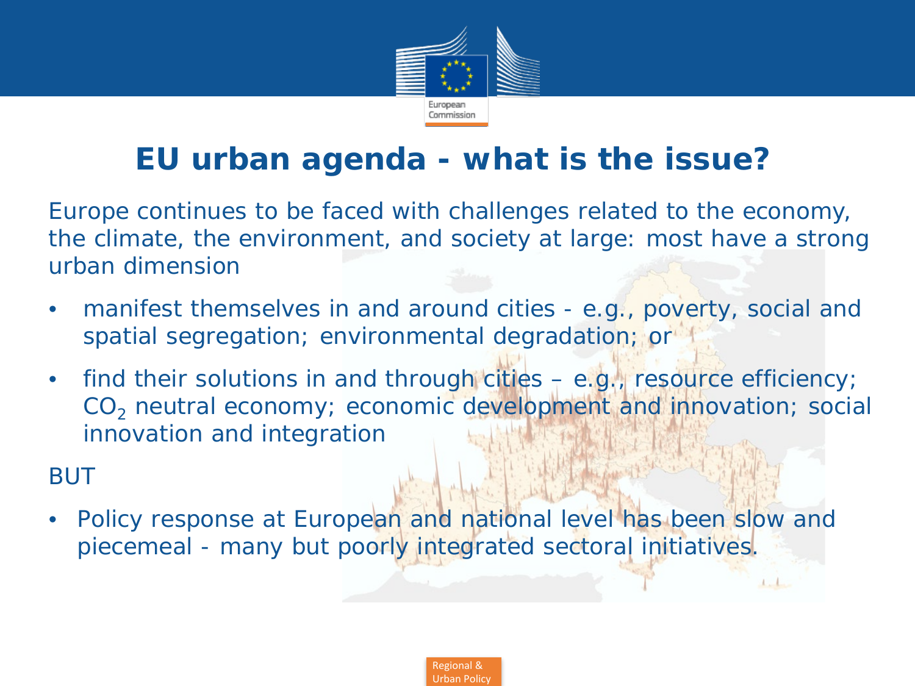# EU urban agenda - what is the issue?

Europe continues to be faced with challenges related to the economy, the climate, the environment, and society at large: most have a strong urban dimension

- manifest themselves in and around cities - e.g., poverty, social and spatial segregation; environmental degradation; or
- find their solutions in and through cities – e.g., resource efficiency; $CO_2$ neutral economy; economic development and innovation; social innovation and integration

BUT

- Policy response at European and national level has been slow and piecemeal - many but poorly integrated sectoral initiatives.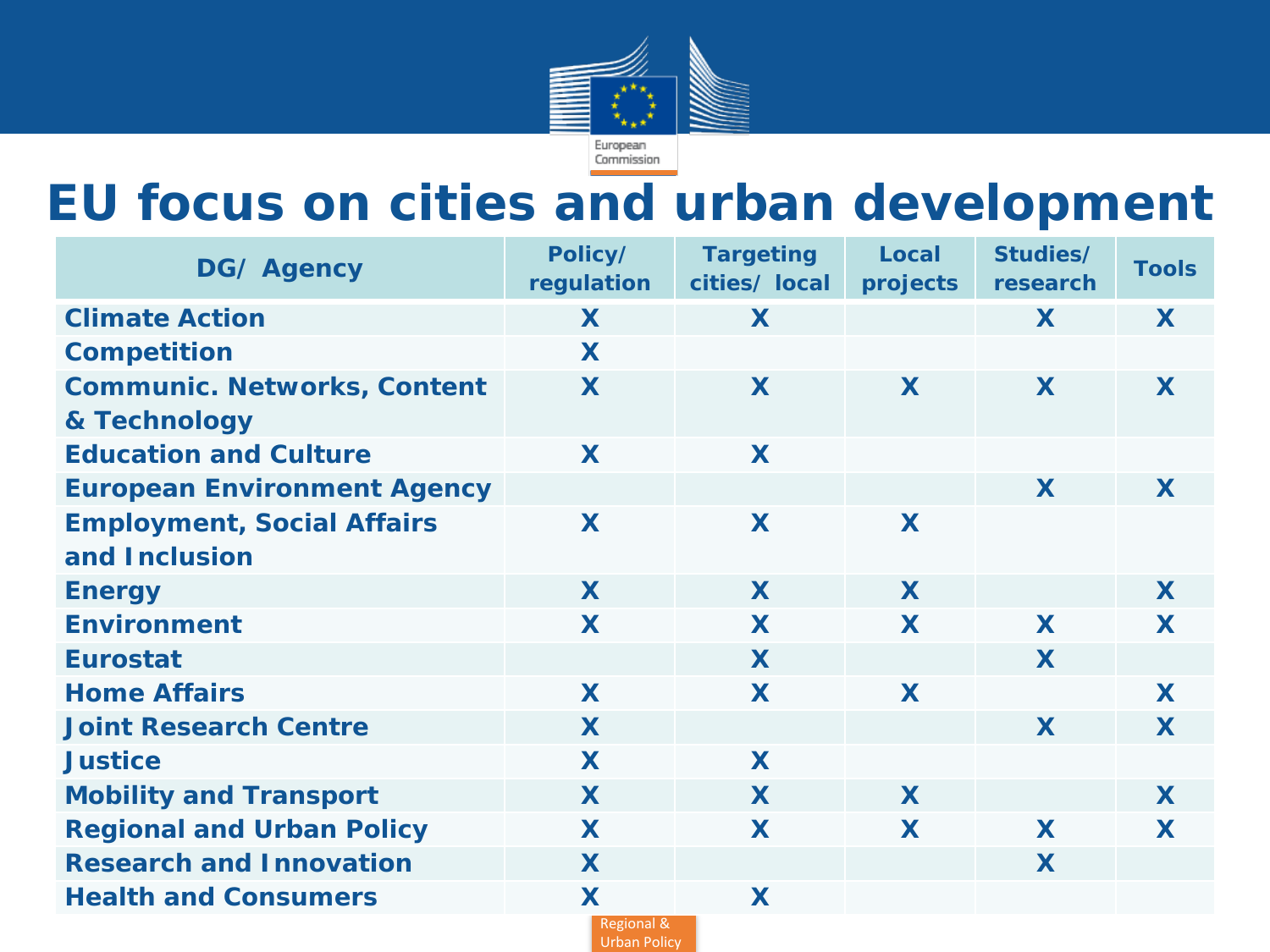# EU focus on cities and urban development

| DG/ Agency | Policy/ regulation | Targeting cities/ local | Local projects | Studies/ research | Tools |
|---|---|---|---|---|---|
| Climate Action | X | X | | X | X |
| Competition | X | | | | |
| Communic. Networks, Content & Technology | X | X | X | X | X |
| Education and Culture | X | X | | | |
| European Environment Agency | | | | X | X |
| Employment, Social Affairs and Inclusion | X | X | X | | |
| Energy | X | X | X | | X |
| Environment | X | X | X | X | X |
| Eurostat | | X | | X | |
| Home Affairs | X | X | X | | X |
| Joint Research Centre | X | | | X | X |
| Justice | X | X | | | |
| Mobility and Transport | X | X | X | | X |
| Regional and Urban Policy | X | X | X | X | X |
| Research and Innovation | X | | | X | |
| Health and Consumers | X | X | | | |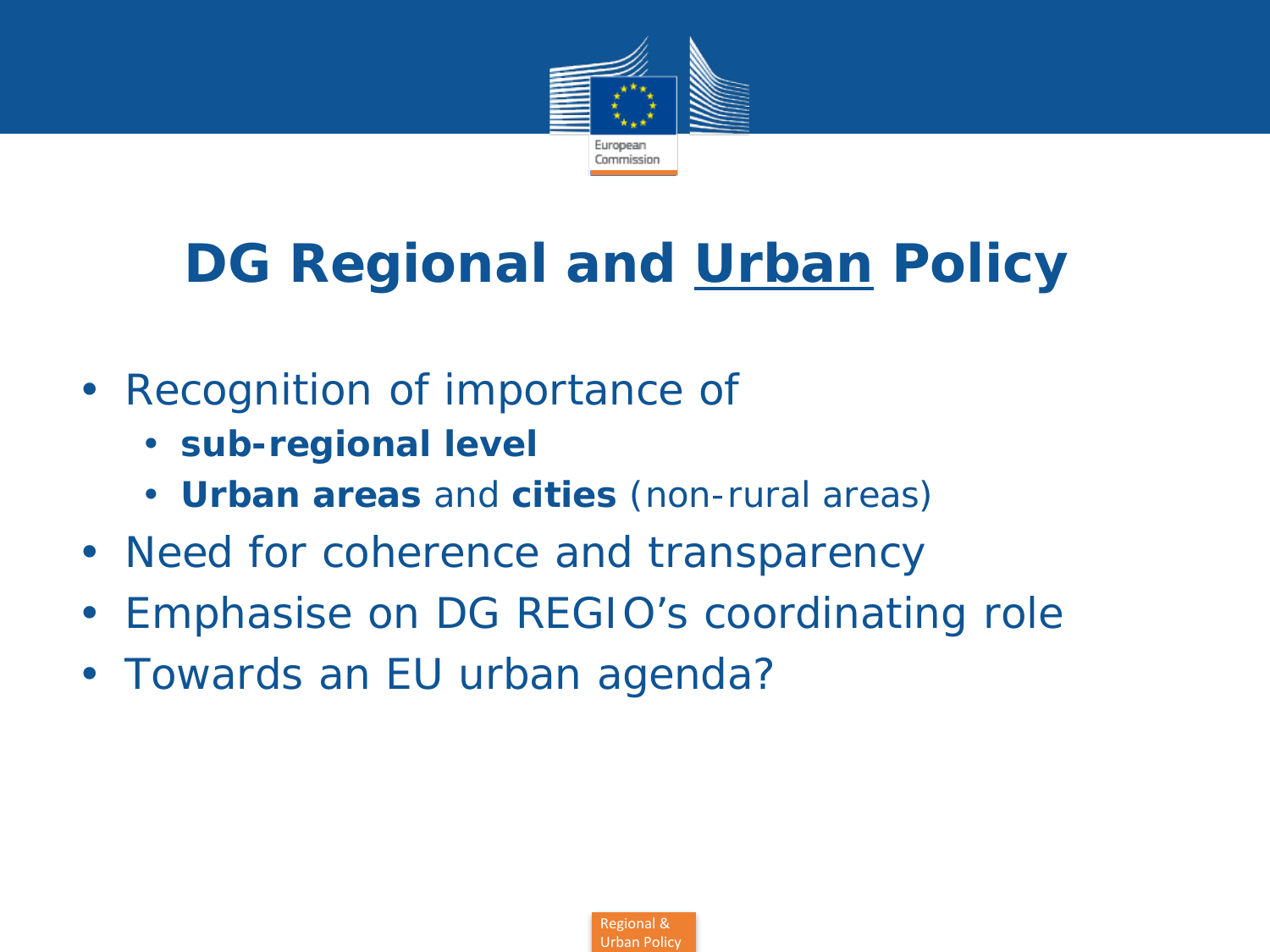# DG Regional and Urban Policy

- Recognition of importance of
  - **sub-regional level**
  - **Urban areas** and **cities** (non-rural areas)
- Need for coherence and transparency
- Emphasise on DG REGIO's coordinating role
- Towards an EU urban agenda?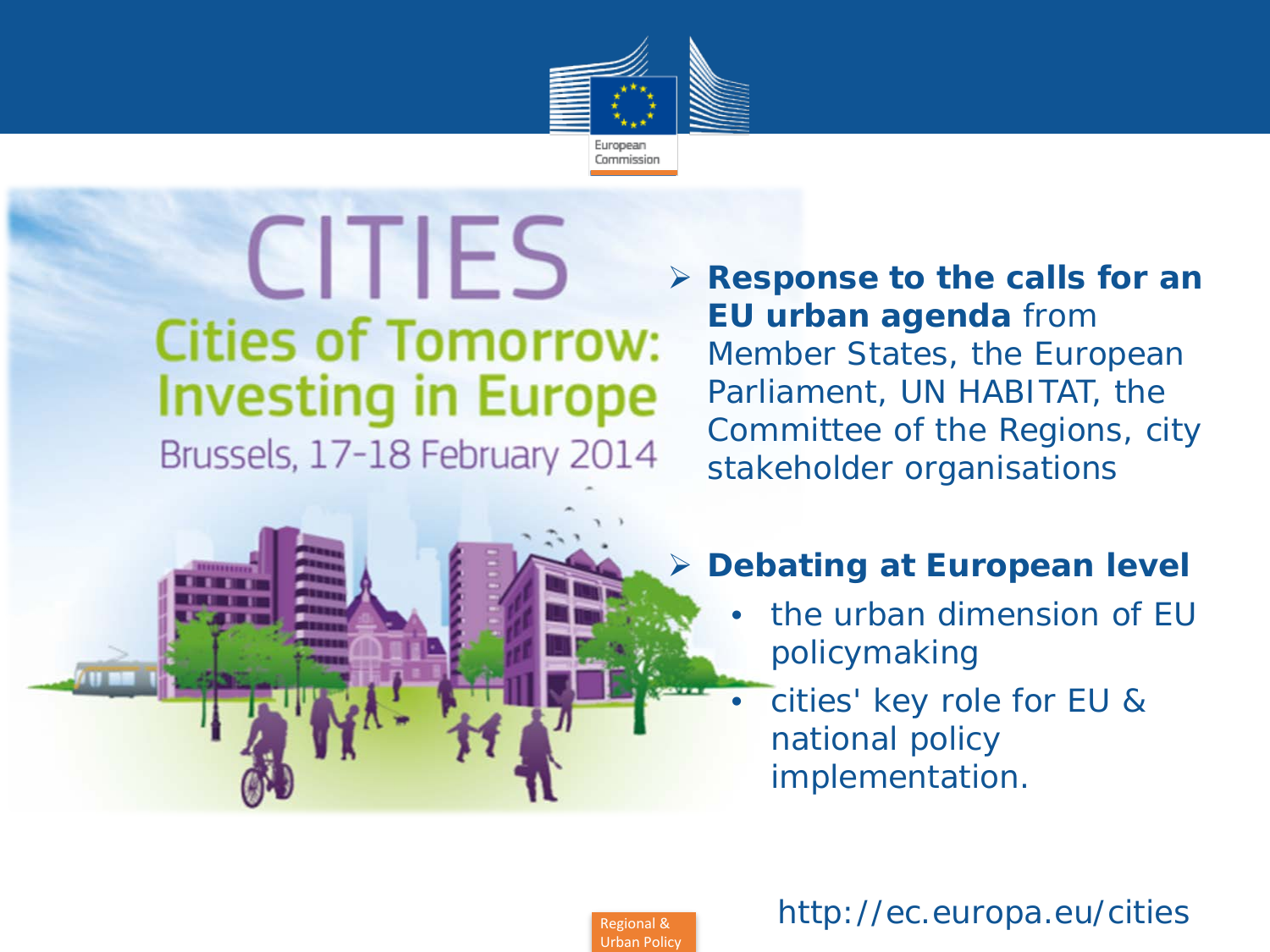# CITIES

## Cities of Tomorrow: Investing in Europe

Brussels, 17-18 February 2014

- **Response to the calls for an EU urban agenda** from Member States, the European Parliament, UN HABITAT, the Committee of the Regions, city stakeholder organisations

- **Debating at European level**
  - the urban dimension of EU policymaking
  - cities' key role for EU & national policy implementation.

http://ec.europa.eu/cities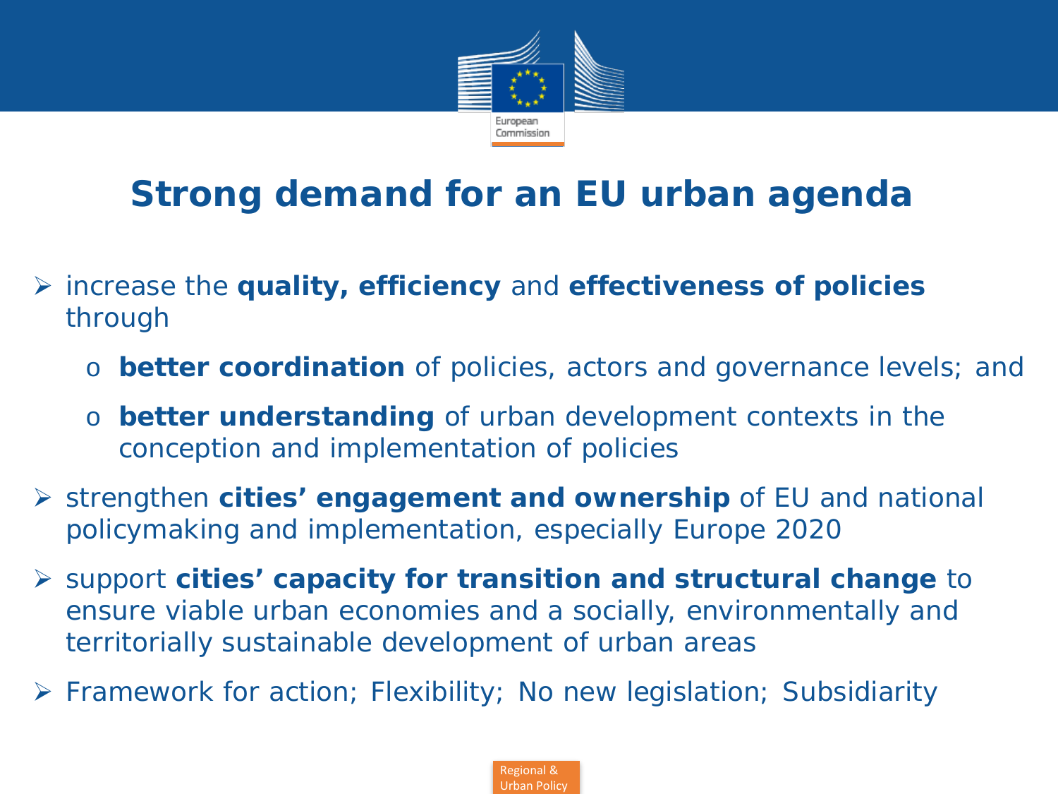# Strong demand for an EU urban agenda

- increase the **quality, efficiency** and **effectiveness of policies** through
  - **better coordination** of policies, actors and governance levels; and
  - **better understanding** of urban development contexts in the conception and implementation of policies
- strengthen **cities' engagement and ownership** of EU and national policymaking and implementation, especially Europe 2020
- support **cities' capacity for transition and structural change** to ensure viable urban economies and a socially, environmentally and territorially sustainable development of urban areas
- Framework for action; Flexibility; No new legislation; Subsidiarity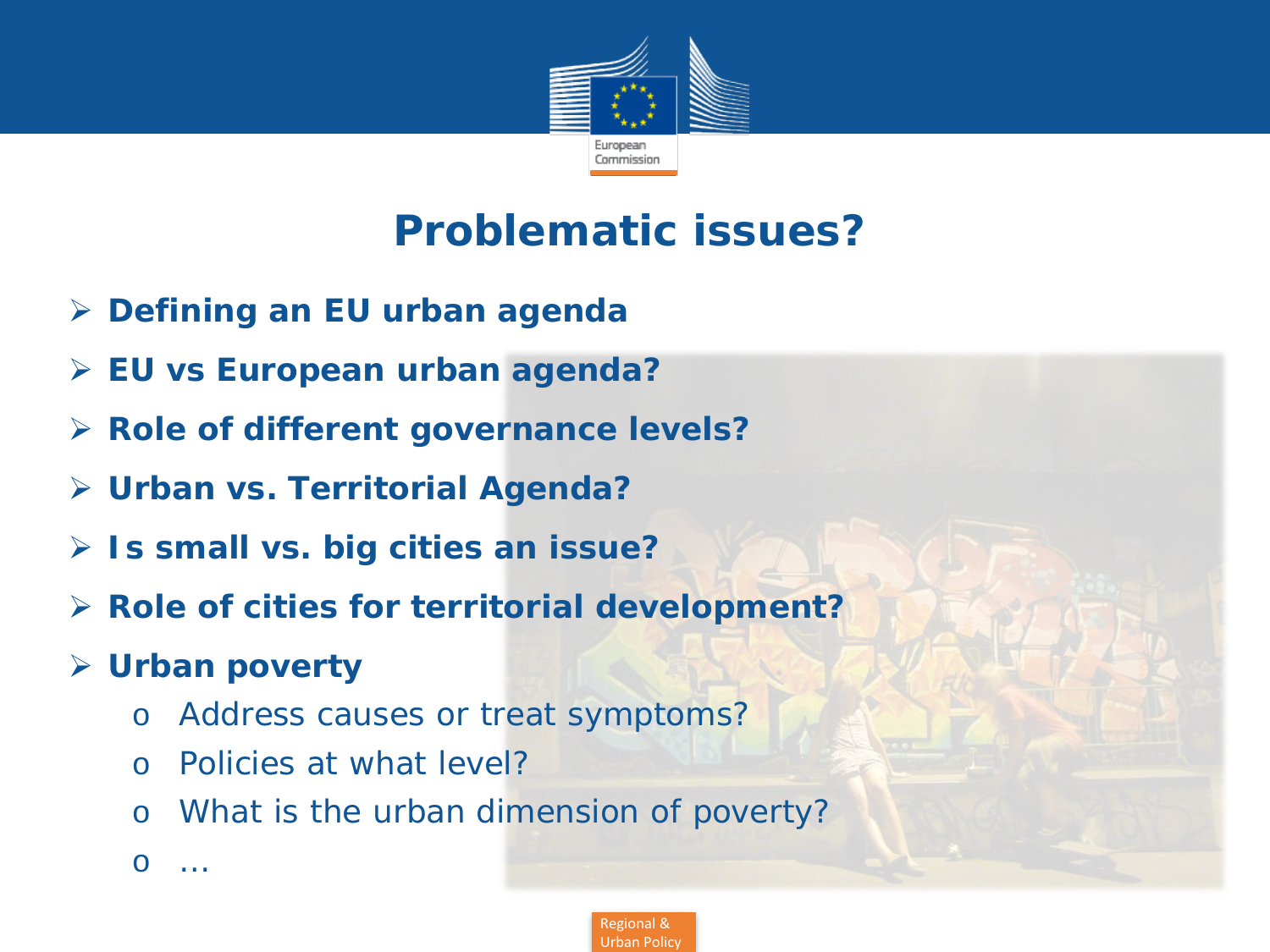# Problematic issues?

- **Defining an EU urban agenda**
- **EU vs European urban agenda?**
- **Role of different governance levels?**
- **Urban vs. Territorial Agenda?**
- **Is small vs. big cities an issue?**
- **Role of cities for territorial development?**
- **Urban poverty**
  - Address causes or treat symptoms?
  - Policies at what level?
  - What is the urban dimension of poverty?
  - …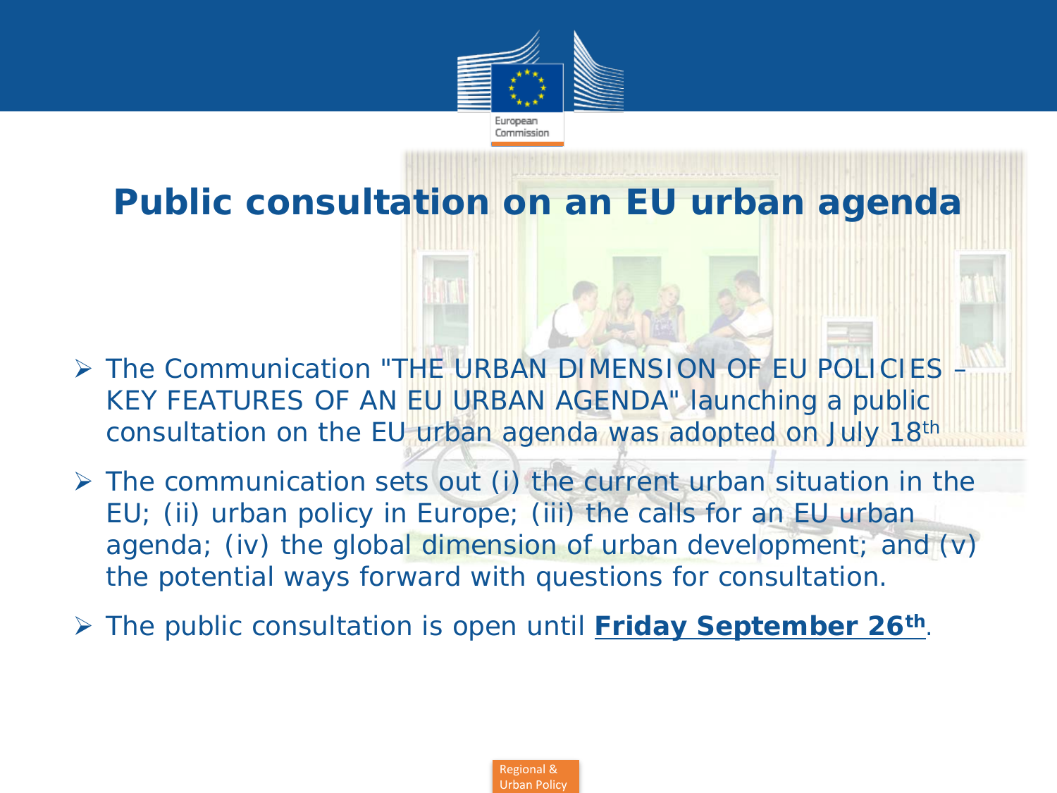# Public consultation on an EU urban agenda

- The Communication "THE URBAN DIMENSION OF EU POLICIES – KEY FEATURES OF AN EU URBAN AGENDA" launching a public consultation on the EU urban agenda was adopted on July 18th
- The communication sets out (i) the current urban situation in the EU; (ii) urban policy in Europe; (iii) the calls for an EU urban agenda; (iv) the global dimension of urban development; and (v) the potential ways forward with questions for consultation.
- The public consultation is open until **Friday September 26th**.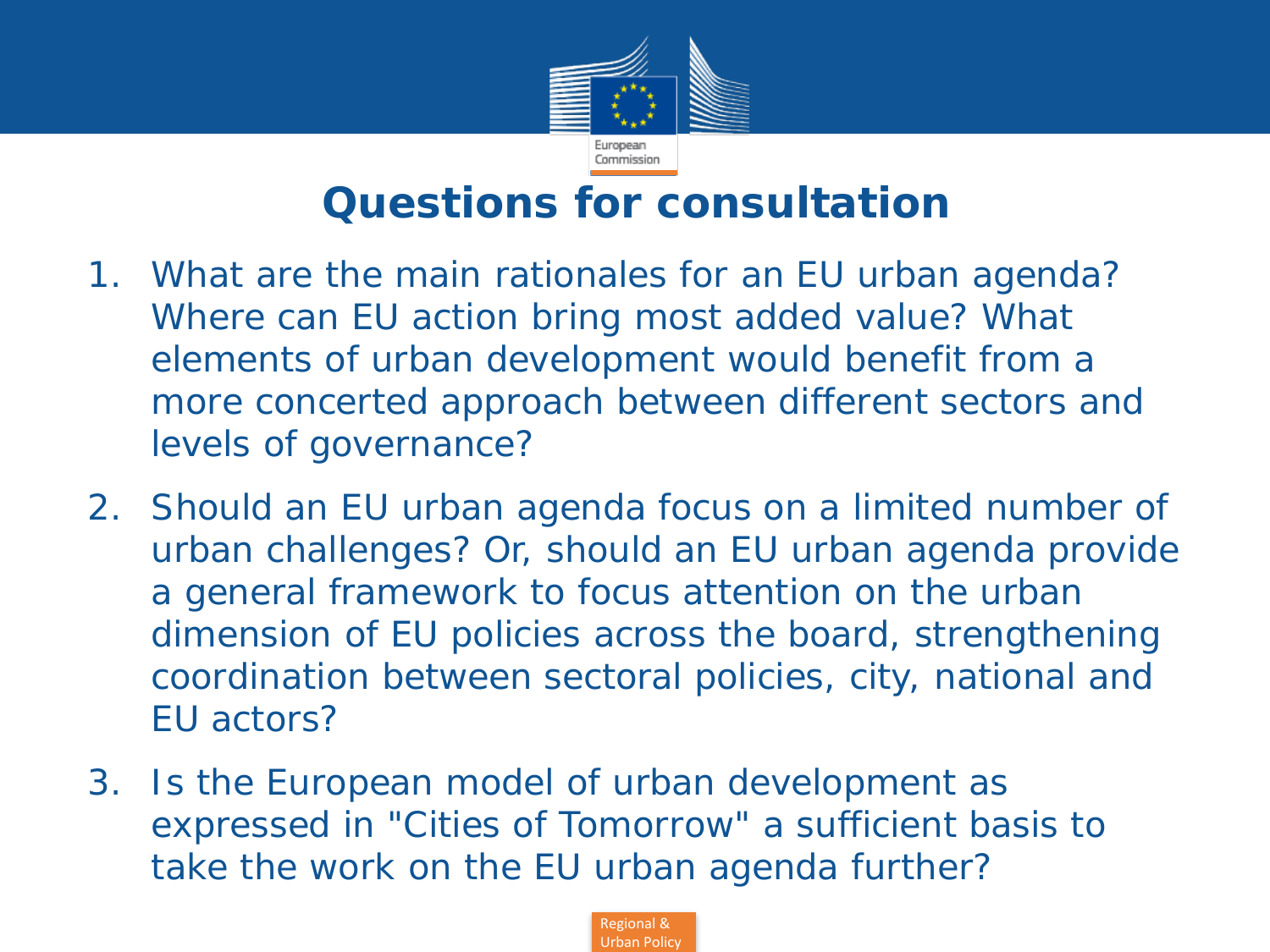# Questions for consultation

1. What are the main rationales for an EU urban agenda? Where can EU action bring most added value? What elements of urban development would benefit from a more concerted approach between different sectors and levels of governance?

2. Should an EU urban agenda focus on a limited number of urban challenges? Or, should an EU urban agenda provide a general framework to focus attention on the urban dimension of EU policies across the board, strengthening coordination between sectoral policies, city, national and EU actors?

3. Is the European model of urban development as expressed in "Cities of Tomorrow" a sufficient basis to take the work on the EU urban agenda further?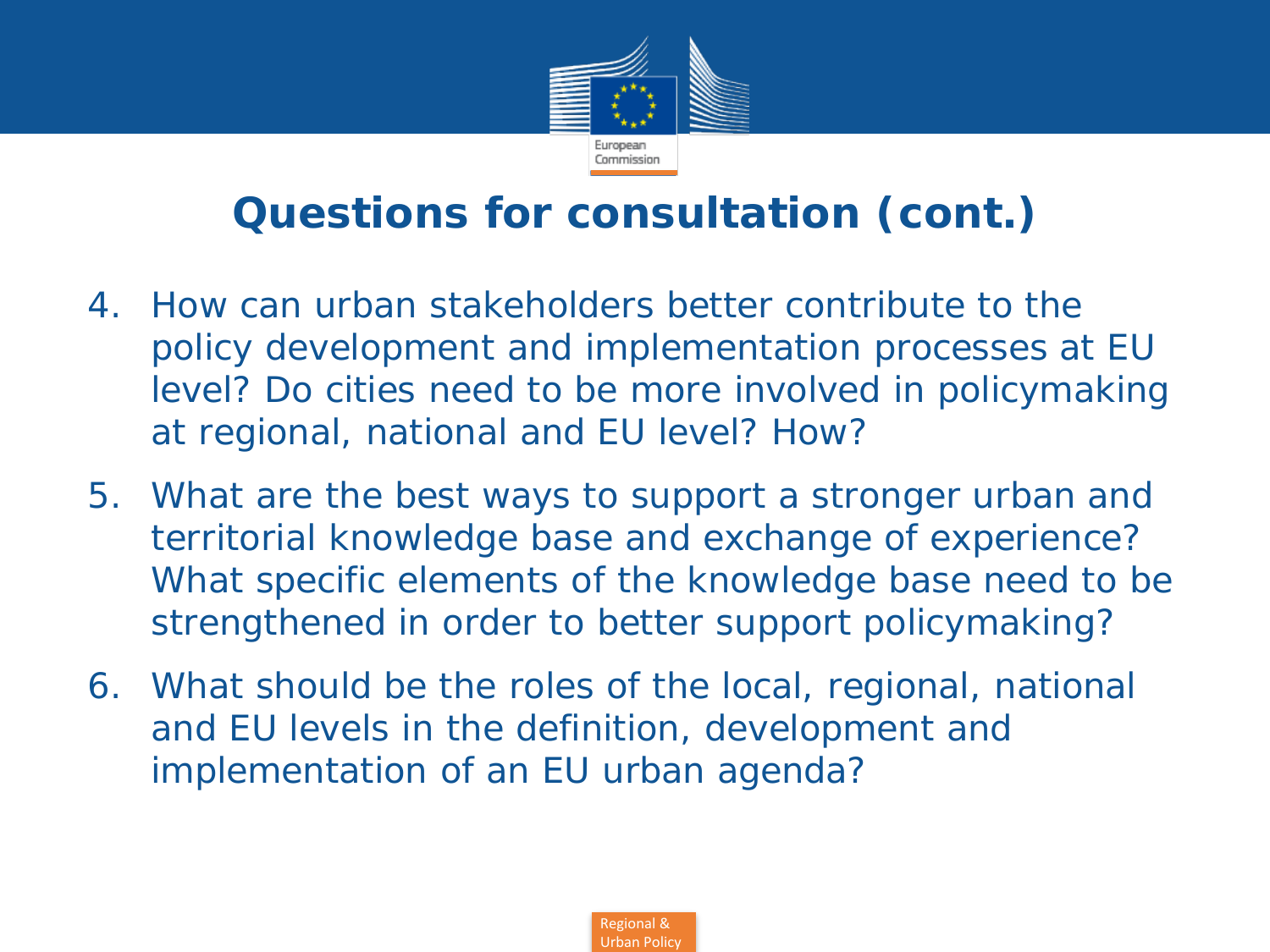# Questions for consultation (cont.)

4. How can urban stakeholders better contribute to the policy development and implementation processes at EU level? Do cities need to be more involved in policymaking at regional, national and EU level? How?
5. What are the best ways to support a stronger urban and territorial knowledge base and exchange of experience? What specific elements of the knowledge base need to be strengthened in order to better support policymaking?
6. What should be the roles of the local, regional, national and EU levels in the definition, development and implementation of an EU urban agenda?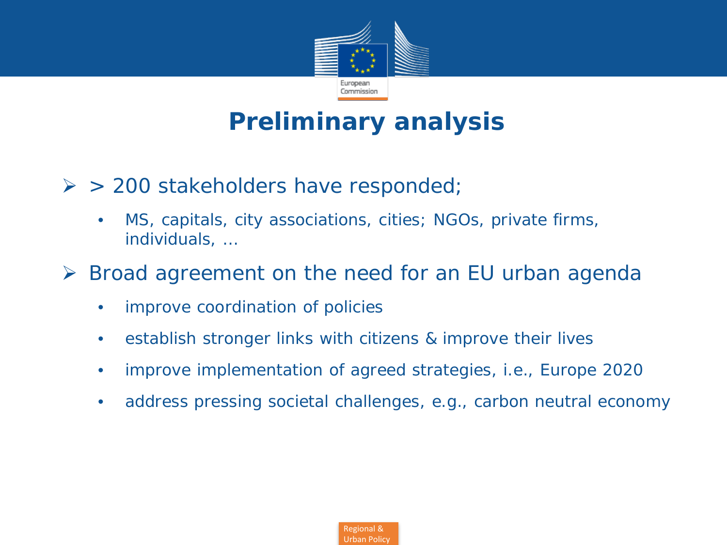# Preliminary analysis

- > 200 stakeholders have responded;
  - MS, capitals, city associations, cities; NGOs, private firms, individuals, …
- Broad agreement on the need for an EU urban agenda
  - improve coordination of policies
  - establish stronger links with citizens & improve their lives
  - improve implementation of agreed strategies, i.e., Europe 2020
  - address pressing societal challenges, e.g., carbon neutral economy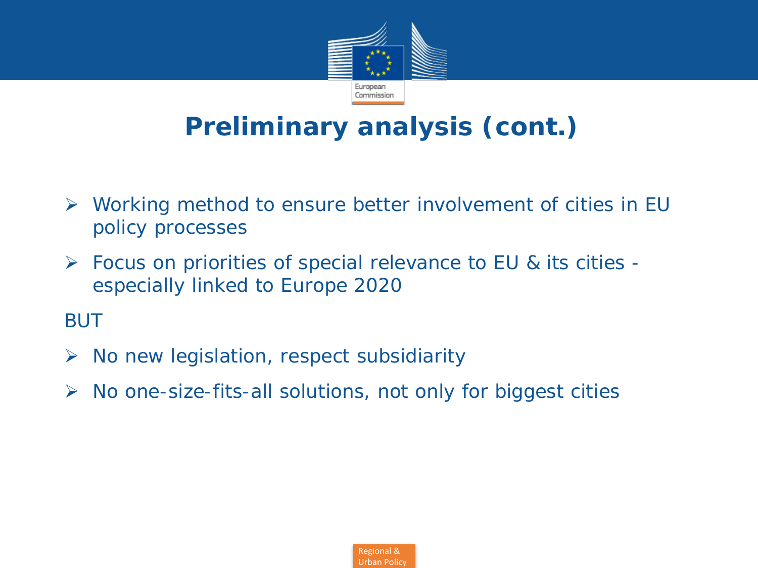# Preliminary analysis (cont.)

- Working method to ensure better involvement of cities in EU policy processes
- Focus on priorities of special relevance to EU & its cities - especially linked to Europe 2020

BUT

- No new legislation, respect subsidiarity
- No one-size-fits-all solutions, not only for biggest cities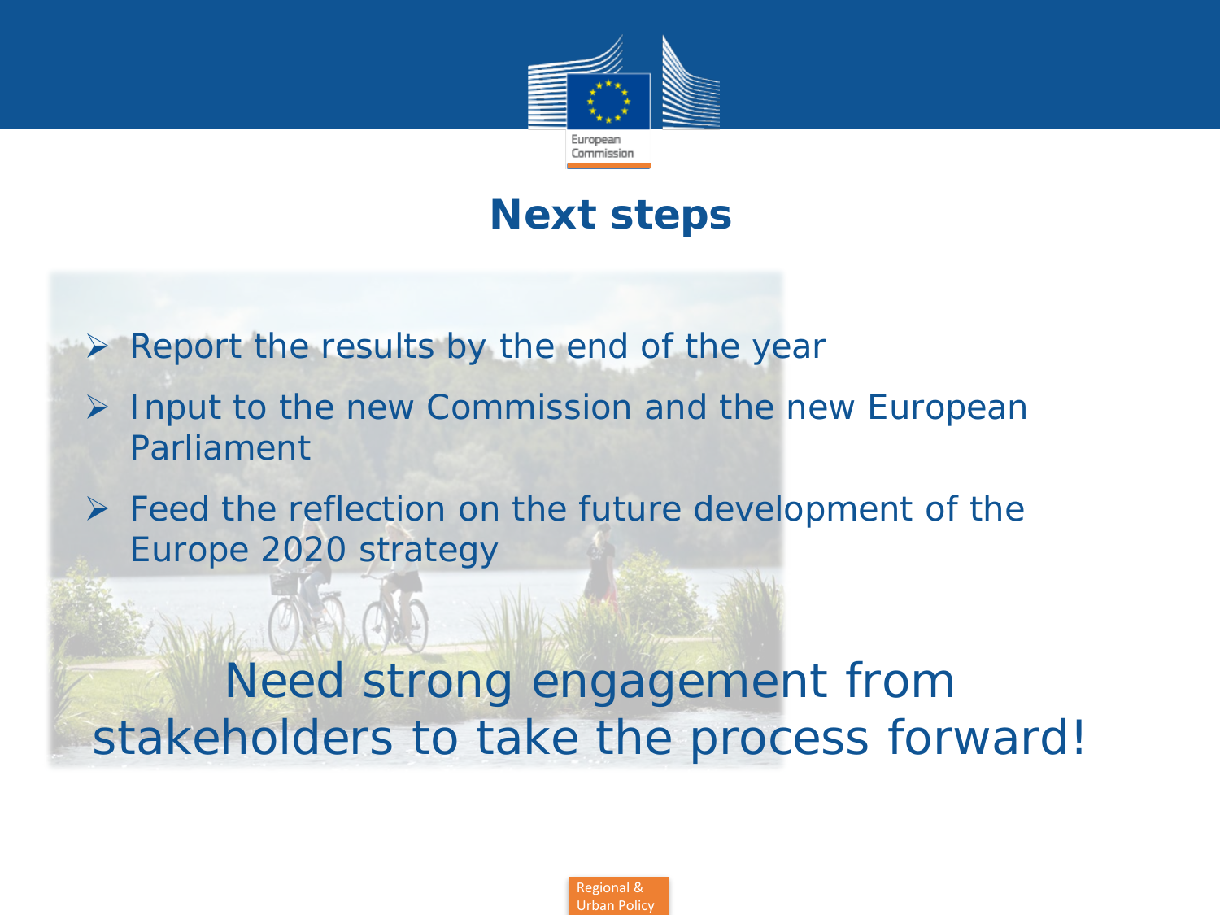# Next steps

- Report the results by the end of the year
- Input to the new Commission and the new European Parliament
- Feed the reflection on the future development of the Europe 2020 strategy

Need strong engagement from stakeholders to take the process forward!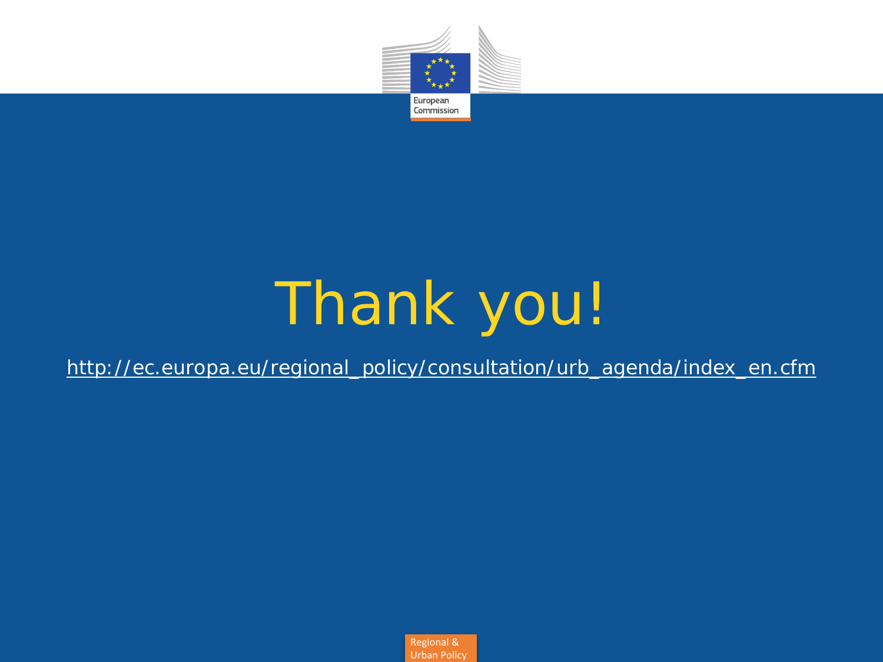# Thank you!

http://ec.europa.eu/regional_policy/consultation/urb_agenda/index_en.cfm